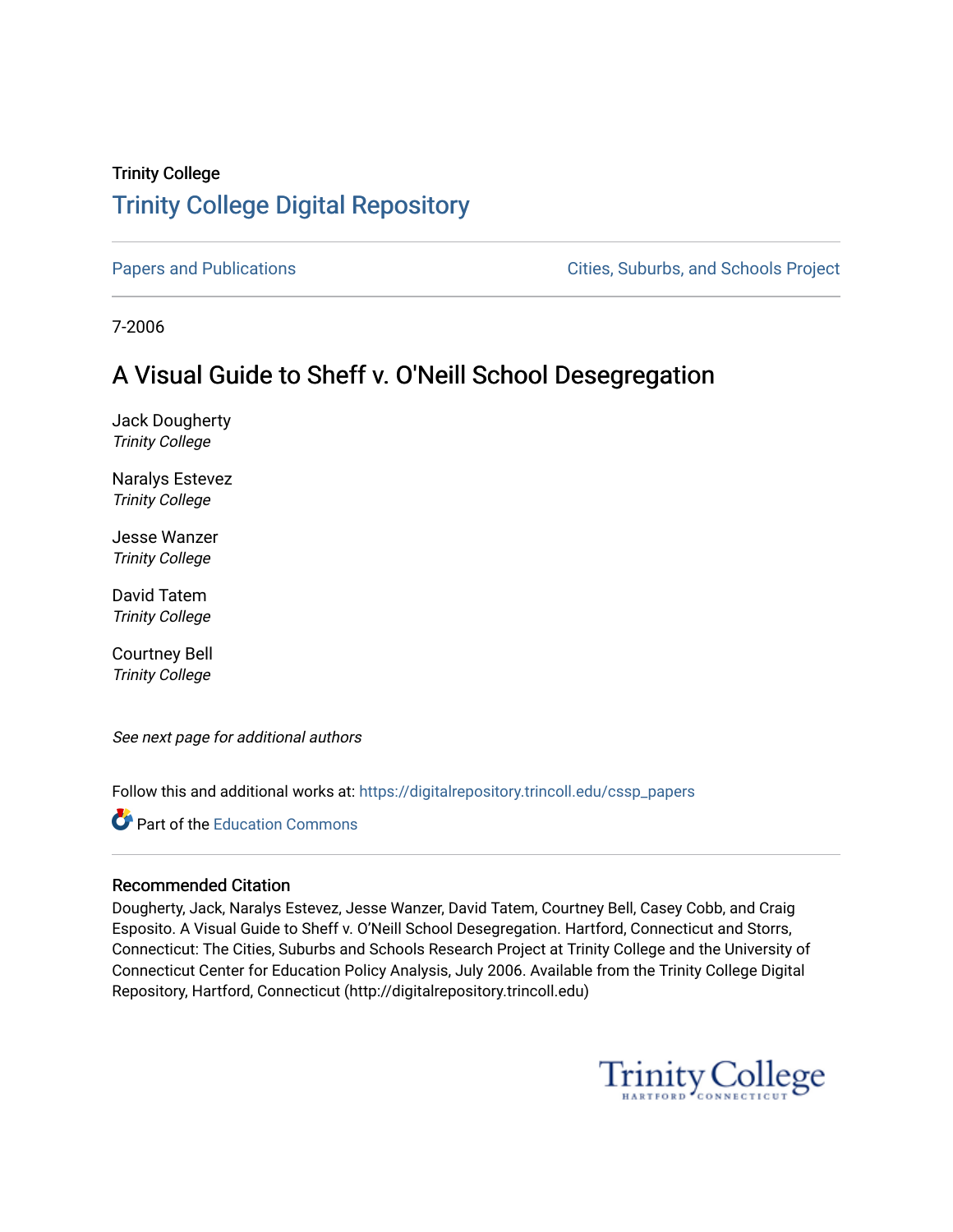Trinity College

# Trinity College Digital Repository

Papers and Publications

Cities, Suburbs, and Schools Project

7-2006

## A Visual Guide to Sheff v. O'Neill School Desegregation

Jack Dougherty
*Trinity College*

Naralys Estevez
*Trinity College*

Jesse Wanzer
*Trinity College*

David Tatem
*Trinity College*

Courtney Bell
*Trinity College*

*See next page for additional authors*

Follow this and additional works at: https://digitalrepository.trincoll.edu/cssp_papers

Part of the Education Commons

### Recommended Citation

Dougherty, Jack, Naralys Estevez, Jesse Wanzer, David Tatem, Courtney Bell, Casey Cobb, and Craig Esposito. A Visual Guide to Sheff v. O'Neill School Desegregation. Hartford, Connecticut and Storrs, Connecticut: The Cities, Suburbs and Schools Research Project at Trinity College and the University of Connecticut Center for Education Policy Analysis, July 2006. Available from the Trinity College Digital Repository, Hartford, Connecticut (http://digitalrepository.trincoll.edu)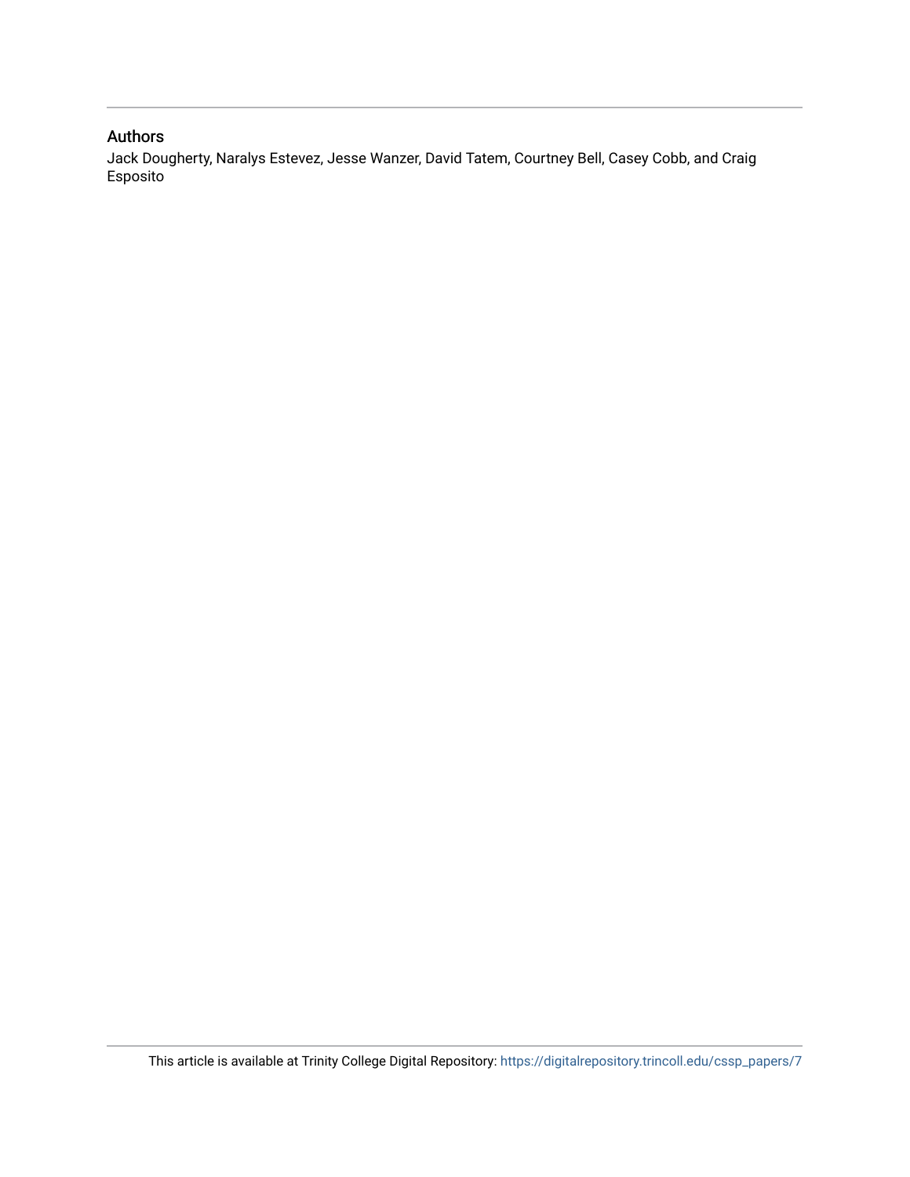## Authors

Jack Dougherty, Naralys Estevez, Jesse Wanzer, David Tatem, Courtney Bell, Casey Cobb, and Craig Esposito

This article is available at Trinity College Digital Repository: https://digitalrepository.trincoll.edu/cssp_papers/7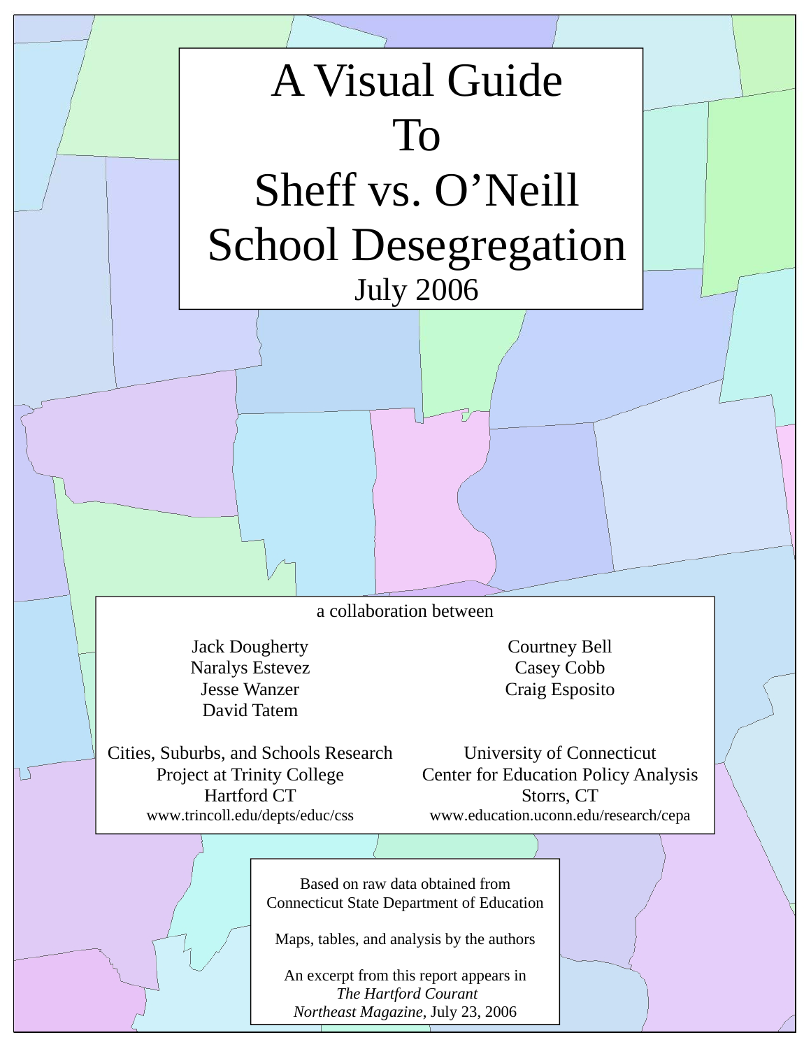# A Visual Guide To Sheff vs. O'Neill School Desegregation

July 2006

a collaboration between

Jack Dougherty
Naralys Estevez
Jesse Wanzer
David Tatem

Cities, Suburbs, and Schools Research Project at Trinity College
Hartford CT
www.trincoll.edu/depts/educ/css

Courtney Bell
Casey Cobb
Craig Esposito

University of Connecticut
Center for Education Policy Analysis
Storrs, CT
www.education.uconn.edu/research/cepa

Based on raw data obtained from Connecticut State Department of Education

Maps, tables, and analysis by the authors

An excerpt from this report appears in *The Hartford Courant Northeast Magazine*, July 23, 2006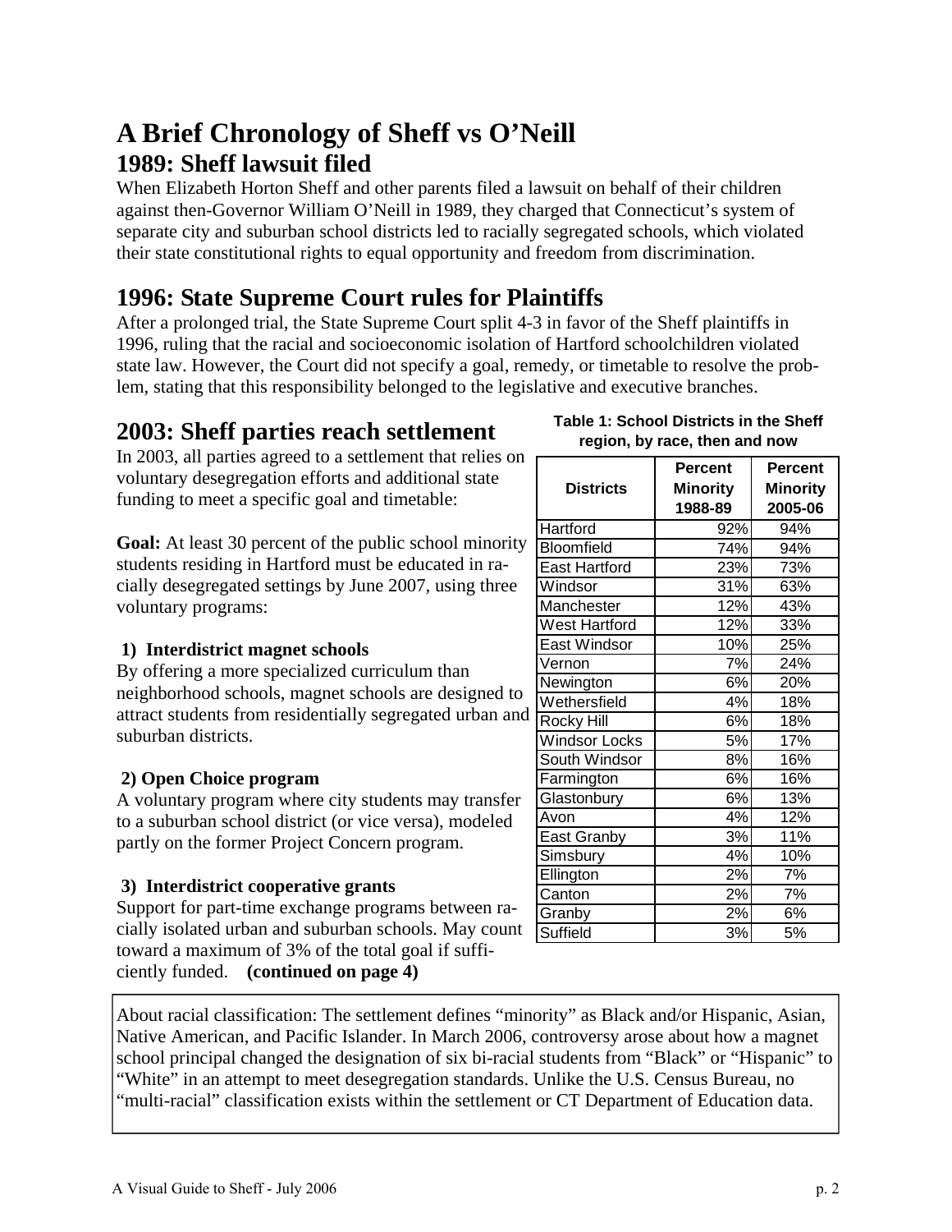# A Brief Chronology of Sheff vs O'Neill

## 1989: Sheff lawsuit filed

When Elizabeth Horton Sheff and other parents filed a lawsuit on behalf of their children against then-Governor William O'Neill in 1989, they charged that Connecticut's system of separate city and suburban school districts led to racially segregated schools, which violated their state constitutional rights to equal opportunity and freedom from discrimination.

## 1996: State Supreme Court rules for Plaintiffs

After a prolonged trial, the State Supreme Court split 4-3 in favor of the Sheff plaintiffs in 1996, ruling that the racial and socioeconomic isolation of Hartford schoolchildren violated state law. However, the Court did not specify a goal, remedy, or timetable to resolve the problem, stating that this responsibility belonged to the legislative and executive branches.

## 2003: Sheff parties reach settlement

In 2003, all parties agreed to a settlement that relies on voluntary desegregation efforts and additional state funding to meet a specific goal and timetable:

**Goal:** At least 30 percent of the public school minority students residing in Hartford must be educated in racially desegregated settings by June 2007, using three voluntary programs:

**1) Interdistrict magnet schools**
By offering a more specialized curriculum than neighborhood schools, magnet schools are designed to attract students from residentially segregated urban and suburban districts.

**2) Open Choice program**
A voluntary program where city students may transfer to a suburban school district (or vice versa), modeled partly on the former Project Concern program.

**3) Interdistrict cooperative grants**
Support for part-time exchange programs between racially isolated urban and suburban schools. May count toward a maximum of 3% of the total goal if sufficiently funded. **(continued on page 4)**

**Table 1: School Districts in the Sheff region, by race, then and now**

| Districts | Percent Minority 1988-89 | Percent Minority 2005-06 |
|---|---|---|
| Hartford | 92% | 94% |
| Bloomfield | 74% | 94% |
| East Hartford | 23% | 73% |
| Windsor | 31% | 63% |
| Manchester | 12% | 43% |
| West Hartford | 12% | 33% |
| East Windsor | 10% | 25% |
| Vernon | 7% | 24% |
| Newington | 6% | 20% |
| Wethersfield | 4% | 18% |
| Rocky Hill | 6% | 18% |
| Windsor Locks | 5% | 17% |
| South Windsor | 8% | 16% |
| Farmington | 6% | 16% |
| Glastonbury | 6% | 13% |
| Avon | 4% | 12% |
| East Granby | 3% | 11% |
| Simsbury | 4% | 10% |
| Ellington | 2% | 7% |
| Canton | 2% | 7% |
| Granby | 2% | 6% |
| Suffield | 3% | 5% |

About racial classification: The settlement defines "minority" as Black and/or Hispanic, Asian, Native American, and Pacific Islander. In March 2006, controversy arose about how a magnet school principal changed the designation of six bi-racial students from "Black" or "Hispanic" to "White" in an attempt to meet desegregation standards. Unlike the U.S. Census Bureau, no "multi-racial" classification exists within the settlement or CT Department of Education data.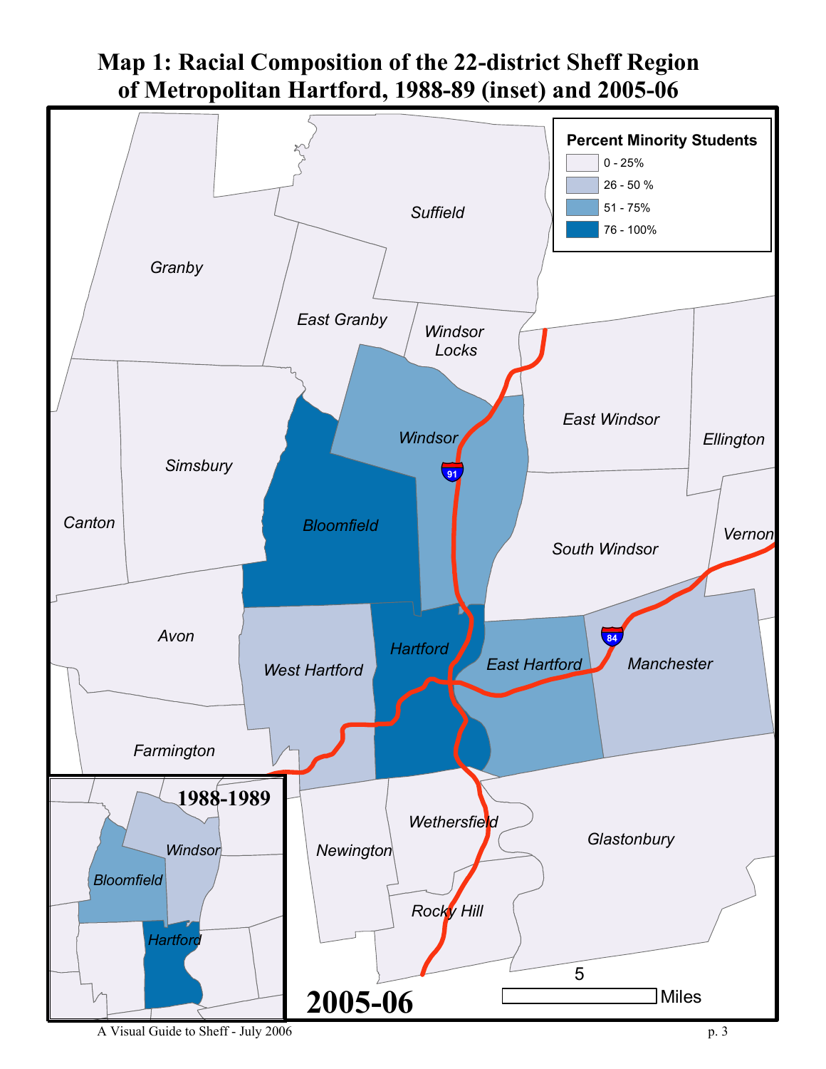# Map 1: Racial Composition of the 22-district Sheff Region of Metropolitan Hartford, 1988-89 (inset) and 2005-06

Percent Minority Students

0 - 25%

26 - 50 %

51 - 75%

76 - 100%

Suffield

Granby

East Granby

Windsor Locks

East Windsor

Ellington

Windsor

Simsbury

Canton

Bloomfield

Vernon

South Windsor

Avon

Hartford

East Hartford

Manchester

West Hartford

Farmington

Wethersfield

Glastonbury

Newington

Rocky Hill

1988-1989

Windsor

Bloomfield

Hartford

2005-06

5

Miles

91

84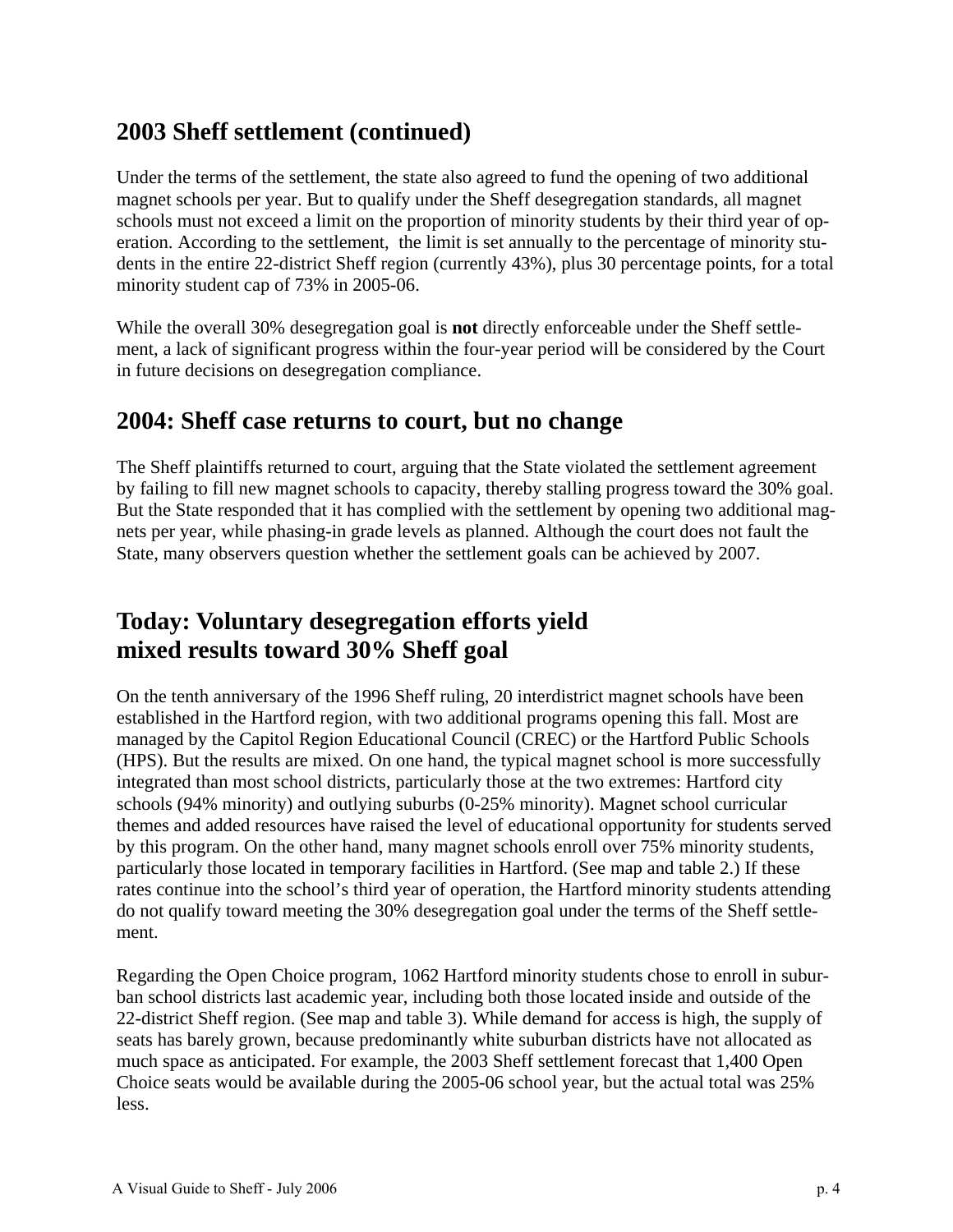## 2003 Sheff settlement (continued)

Under the terms of the settlement, the state also agreed to fund the opening of two additional magnet schools per year. But to qualify under the Sheff desegregation standards, all magnet schools must not exceed a limit on the proportion of minority students by their third year of operation. According to the settlement, the limit is set annually to the percentage of minority students in the entire 22-district Sheff region (currently 43%), plus 30 percentage points, for a total minority student cap of 73% in 2005-06.

While the overall 30% desegregation goal is **not** directly enforceable under the Sheff settlement, a lack of significant progress within the four-year period will be considered by the Court in future decisions on desegregation compliance.

## 2004: Sheff case returns to court, but no change

The Sheff plaintiffs returned to court, arguing that the State violated the settlement agreement by failing to fill new magnet schools to capacity, thereby stalling progress toward the 30% goal. But the State responded that it has complied with the settlement by opening two additional magnets per year, while phasing-in grade levels as planned. Although the court does not fault the State, many observers question whether the settlement goals can be achieved by 2007.

## Today: Voluntary desegregation efforts yield mixed results toward 30% Sheff goal

On the tenth anniversary of the 1996 Sheff ruling, 20 interdistrict magnet schools have been established in the Hartford region, with two additional programs opening this fall. Most are managed by the Capitol Region Educational Council (CREC) or the Hartford Public Schools (HPS). But the results are mixed. On one hand, the typical magnet school is more successfully integrated than most school districts, particularly those at the two extremes: Hartford city schools (94% minority) and outlying suburbs (0-25% minority). Magnet school curricular themes and added resources have raised the level of educational opportunity for students served by this program. On the other hand, many magnet schools enroll over 75% minority students, particularly those located in temporary facilities in Hartford. (See map and table 2.) If these rates continue into the school's third year of operation, the Hartford minority students attending do not qualify toward meeting the 30% desegregation goal under the terms of the Sheff settlement.

Regarding the Open Choice program, 1062 Hartford minority students chose to enroll in suburban school districts last academic year, including both those located inside and outside of the 22-district Sheff region. (See map and table 3). While demand for access is high, the supply of seats has barely grown, because predominantly white suburban districts have not allocated as much space as anticipated. For example, the 2003 Sheff settlement forecast that 1,400 Open Choice seats would be available during the 2005-06 school year, but the actual total was 25% less.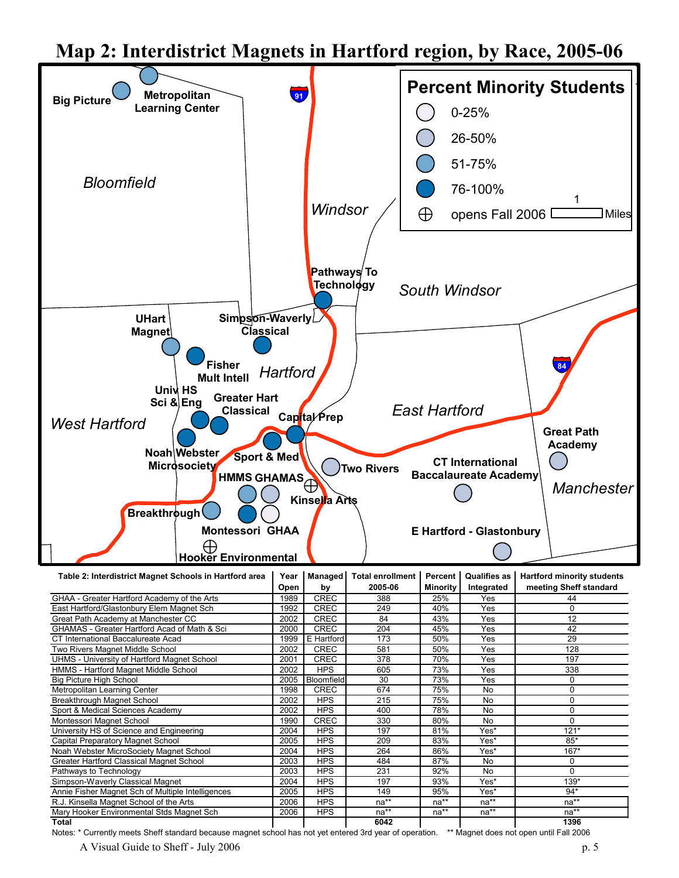# Map 2: Interdistrict Magnets in Hartford region, by Race, 2005-06

Percent Minority Students

0-25%

26-50%

51-75%

76-100%

opens Fall 2006

1 Miles

Big Picture
Metropolitan Learning Center
Bloomfield
Windsor
Pathways To Technology
South Windsor
UHart Magnet
Simpson-Waverly Classical
Fisher Mult Intell
Hartford
Univ HS Sci & Eng
Greater Hart Classical
Capital Prep
East Hartford
West Hartford
Noah Webster Microsociety
Sport & Med
Two Rivers
CT International Baccalaureate Academy
Great Path Academy
HMMS GHAMAS
Kinsella Arts
Manchester
Breakthrough
Montessori GHAA
E Hartford - Glastonbury
Hooker Environmental

| Table 2: Interdistrict Magnet Schools in Hartford area | Year Open | Managed by | Total enrollment 2005-06 | Percent Minority | Qualifies as Integrated | Hartford minority students meeting Sheff standard |
|---|---|---|---|---|---|---|
| GHAA - Greater Hartford Academy of the Arts | 1989 | CREC | 388 | 25% | Yes | 44 |
| East Hartford/Glastonbury Elem Magnet Sch | 1992 | CREC | 249 | 40% | Yes | 0 |
| Great Path Academy at Manchester CC | 2002 | CREC | 84 | 43% | Yes | 12 |
| GHAMAS - Greater Hartford Acad of Math & Sci | 2000 | CREC | 204 | 45% | Yes | 42 |
| CT International Baccalaureate Acad | 1999 | E Hartford | 173 | 50% | Yes | 29 |
| Two Rivers Magnet Middle School | 2002 | CREC | 581 | 50% | Yes | 128 |
| UHMS - University of Hartford Magnet School | 2001 | CREC | 378 | 70% | Yes | 197 |
| HMMS - Hartford Magnet Middle School | 2002 | HPS | 605 | 73% | Yes | 338 |
| Big Picture High School | 2005 | Bloomfield | 30 | 73% | Yes | 0 |
| Metropolitan Learning Center | 1998 | CREC | 674 | 75% | No | 0 |
| Breakthrough Magnet School | 2002 | HPS | 215 | 75% | No | 0 |
| Sport & Medical Sciences Academy | 2002 | HPS | 400 | 78% | No | 0 |
| Montessori Magnet School | 1990 | CREC | 330 | 80% | No | 0 |
| University HS of Science and Engineering | 2004 | HPS | 197 | 81% | Yes* | 121* |
| Capital Preparatory Magnet School | 2005 | HPS | 209 | 83% | Yes* | 85* |
| Noah Webster MicroSociety Magnet School | 2004 | HPS | 264 | 86% | Yes* | 167* |
| Greater Hartford Classical Magnet School | 2003 | HPS | 484 | 87% | No | 0 |
| Pathways to Technology | 2003 | HPS | 231 | 92% | No | 0 |
| Simpson-Waverly Classical Magnet | 2004 | HPS | 197 | 93% | Yes* | 139* |
| Annie Fisher Magnet Sch of Multiple Intelligences | 2005 | HPS | 149 | 95% | Yes* | 94* |
| R.J. Kinsella Magnet School of the Arts | 2006 | HPS | na** | na** | na** | na** |
| Mary Hooker Environmental Stds Magnet Sch | 2006 | HPS | na** | na** | na** | na** |
| **Total** | | | **6042** | | | **1396** |

Notes: * Currently meets Sheff standard because magnet school has not yet entered 3rd year of operation. ** Magnet does not open until Fall 2006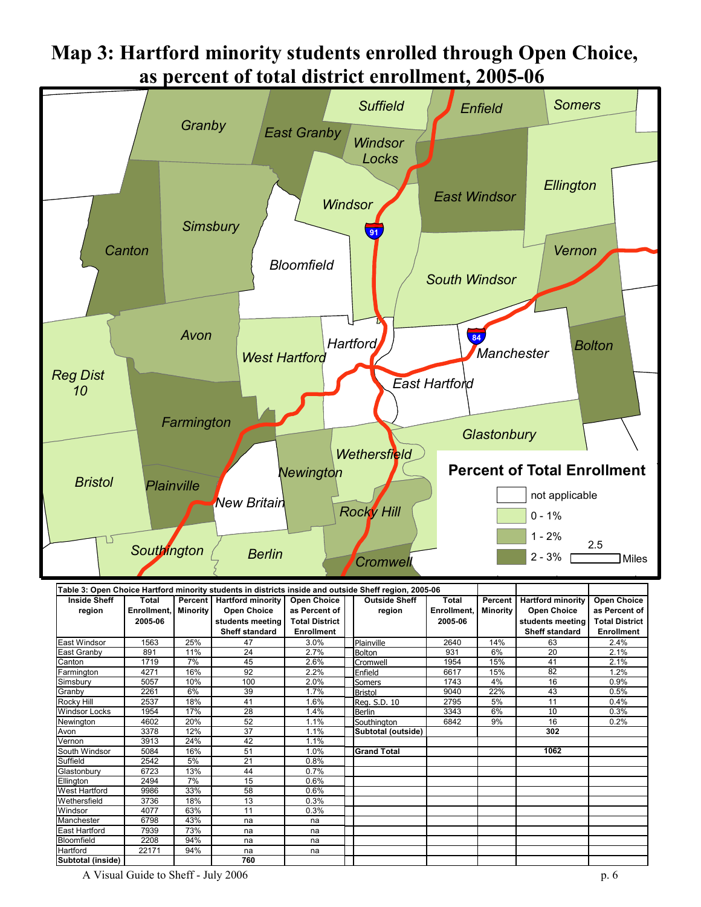# Map 3: Hartford minority students enrolled through Open Choice, as percent of total district enrollment, 2005-06

Granby
East Granby
Suffield
Enfield
Somers
Windsor Locks
Windsor
East Windsor
Ellington
Canton
Simsbury
Bloomfield
Vernon
South Windsor
Avon
Hartford
Manchester
Bolton
Reg Dist 10
West Hartford
East Hartford
Farmington
Glastonbury
Wethersfield
Newington
Bristol
Plainville
New Britain
Rocky Hill
Southington
Berlin
Cromwell
91
84

**Percent of Total Enrollment**

not applicable
0 - 1%
1 - 2%
2 - 3%

2.5 Miles

| Table 3: Open Choice Hartford minority students in districts inside and outside Sheff region, 2005-06 | | | | | | | | | |
|---|---|---|---|---|---|---|---|---|---|
| **Inside Sheff region** | **Total Enrollment, 2005-06** | **Percent Minority** | **Hartford minority Open Choice students meeting Sheff standard** | **Open Choice as Percent of Total District Enrollment** | **Outside Sheff region** | **Total Enrollment, 2005-06** | **Percent Minority** | **Hartford minority Open Choice students meeting Sheff standard** | **Open Choice as Percent of Total District Enrollment** |
| East Windsor | 1563 | 25% | 47 | 3.0% | Plainville | 2640 | 14% | 63 | 2.4% |
| East Granby | 891 | 11% | 24 | 2.7% | Bolton | 931 | 6% | 20 | 2.1% |
| Canton | 1719 | 7% | 45 | 2.6% | Cromwell | 1954 | 15% | 41 | 2.1% |
| Farmington | 4271 | 16% | 92 | 2.2% | Enfield | 6617 | 15% | 82 | 1.2% |
| Simsbury | 5057 | 10% | 100 | 2.0% | Somers | 1743 | 4% | 16 | 0.9% |
| Granby | 2261 | 6% | 39 | 1.7% | Bristol | 9040 | 22% | 43 | 0.5% |
| Rocky Hill | 2537 | 18% | 41 | 1.6% | Reg. S.D. 10 | 2795 | 5% | 11 | 0.4% |
| Windsor Locks | 1954 | 17% | 28 | 1.4% | Berlin | 3343 | 6% | 10 | 0.3% |
| Newington | 4602 | 20% | 52 | 1.1% | Southington | 6842 | 9% | 16 | 0.2% |
| Avon | 3378 | 12% | 37 | 1.1% | **Subtotal (outside)** | | | **302** | |
| Vernon | 3913 | 24% | 42 | 1.1% | | | | | |
| South Windsor | 5084 | 16% | 51 | 1.0% | **Grand Total** | | | **1062** | |
| Suffield | 2542 | 5% | 21 | 0.8% | | | | | |
| Glastonbury | 6723 | 13% | 44 | 0.7% | | | | | |
| Ellington | 2494 | 7% | 15 | 0.6% | | | | | |
| West Hartford | 9986 | 33% | 58 | 0.6% | | | | | |
| Wethersfield | 3736 | 18% | 13 | 0.3% | | | | | |
| Windsor | 4077 | 63% | 11 | 0.3% | | | | | |
| Manchester | 6798 | 43% | na | na | | | | | |
| East Hartford | 7939 | 73% | na | na | | | | | |
| Bloomfield | 2208 | 94% | na | na | | | | | |
| Hartford | 22171 | 94% | na | na | | | | | |
| **Subtotal (inside)** | | | **760** | | | | | | |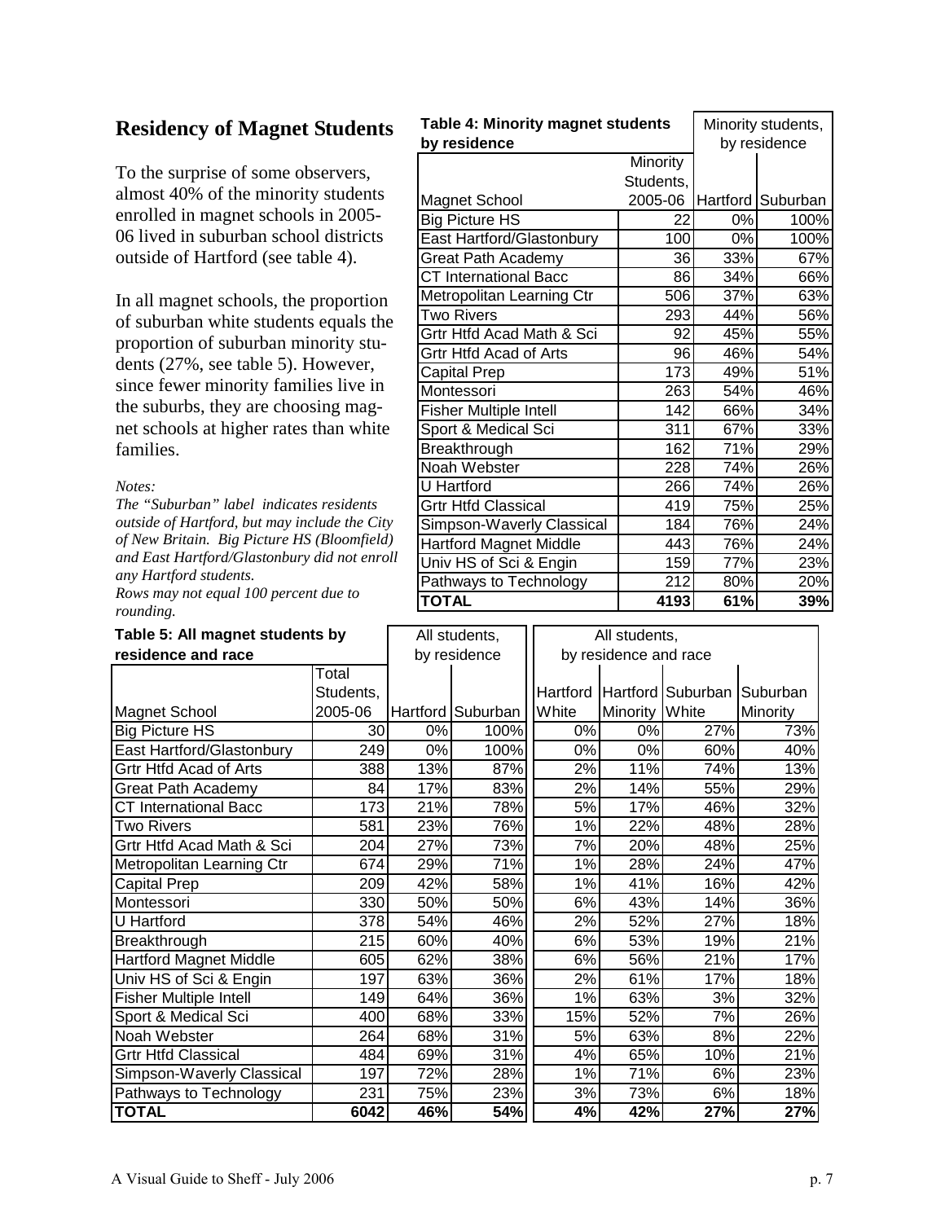## Residency of Magnet Students

To the surprise of some observers, almost 40% of the minority students enrolled in magnet schools in 2005-06 lived in suburban school districts outside of Hartford (see table 4).

In all magnet schools, the proportion of suburban white students equals the proportion of suburban minority students (27%, see table 5). However, since fewer minority families live in the suburbs, they are choosing magnet schools at higher rates than white families.

*Notes:*
*The "Suburban" label indicates residents outside of Hartford, but may include the City of New Britain. Big Picture HS (Bloomfield) and East Hartford/Glastonbury did not enroll any Hartford students.*
*Rows may not equal 100 percent due to rounding.*

**Table 4: Minority magnet students by residence**

| Magnet School | Minority Students, 2005-06 | Minority students, by residence: Hartford | Suburban |
|---|---|---|---|
| Big Picture HS | 22 | 0% | 100% |
| East Hartford/Glastonbury | 100 | 0% | 100% |
| Great Path Academy | 36 | 33% | 67% |
| CT International Bacc | 86 | 34% | 66% |
| Metropolitan Learning Ctr | 506 | 37% | 63% |
| Two Rivers | 293 | 44% | 56% |
| Grtr Htfd Acad Math & Sci | 92 | 45% | 55% |
| Grtr Htfd Acad of Arts | 96 | 46% | 54% |
| Capital Prep | 173 | 49% | 51% |
| Montessori | 263 | 54% | 46% |
| Fisher Multiple Intell | 142 | 66% | 34% |
| Sport & Medical Sci | 311 | 67% | 33% |
| Breakthrough | 162 | 71% | 29% |
| Noah Webster | 228 | 74% | 26% |
| U Hartford | 266 | 74% | 26% |
| Grtr Htfd Classical | 419 | 75% | 25% |
| Simpson-Waverly Classical | 184 | 76% | 24% |
| Hartford Magnet Middle | 443 | 76% | 24% |
| Univ HS of Sci & Engin | 159 | 77% | 23% |
| Pathways to Technology | 212 | 80% | 20% |
| **TOTAL** | **4193** | **61%** | **39%** |

**Table 5: All magnet students by residence and race**

| | | All students, by residence | | All students, by residence and race | | | |
|---|---|---|---|---|---|---|---|
| Magnet School | Total Students, 2005-06 | Hartford | Suburban | Hartford White | Hartford Minority | Suburban White | Suburban Minority |
| Big Picture HS | 30 | 0% | 100% | 0% | 0% | 27% | 73% |
| East Hartford/Glastonbury | 249 | 0% | 100% | 0% | 0% | 60% | 40% |
| Grtr Htfd Acad of Arts | 388 | 13% | 87% | 2% | 11% | 74% | 13% |
| Great Path Academy | 84 | 17% | 83% | 2% | 14% | 55% | 29% |
| CT International Bacc | 173 | 21% | 78% | 5% | 17% | 46% | 32% |
| Two Rivers | 581 | 23% | 76% | 1% | 22% | 48% | 28% |
| Grtr Htfd Acad Math & Sci | 204 | 27% | 73% | 7% | 20% | 48% | 25% |
| Metropolitan Learning Ctr | 674 | 29% | 71% | 1% | 28% | 24% | 47% |
| Capital Prep | 209 | 42% | 58% | 1% | 41% | 16% | 42% |
| Montessori | 330 | 50% | 50% | 6% | 43% | 14% | 36% |
| U Hartford | 378 | 54% | 46% | 2% | 52% | 27% | 18% |
| Breakthrough | 215 | 60% | 40% | 6% | 53% | 19% | 21% |
| Hartford Magnet Middle | 605 | 62% | 38% | 6% | 56% | 21% | 17% |
| Univ HS of Sci & Engin | 197 | 63% | 36% | 2% | 61% | 17% | 18% |
| Fisher Multiple Intell | 149 | 64% | 36% | 1% | 63% | 3% | 32% |
| Sport & Medical Sci | 400 | 68% | 33% | 15% | 52% | 7% | 26% |
| Noah Webster | 264 | 68% | 31% | 5% | 63% | 8% | 22% |
| Grtr Htfd Classical | 484 | 69% | 31% | 4% | 65% | 10% | 21% |
| Simpson-Waverly Classical | 197 | 72% | 28% | 1% | 71% | 6% | 23% |
| Pathways to Technology | 231 | 75% | 23% | 3% | 73% | 6% | 18% |
| **TOTAL** | **6042** | **46%** | **54%** | **4%** | **42%** | **27%** | **27%** |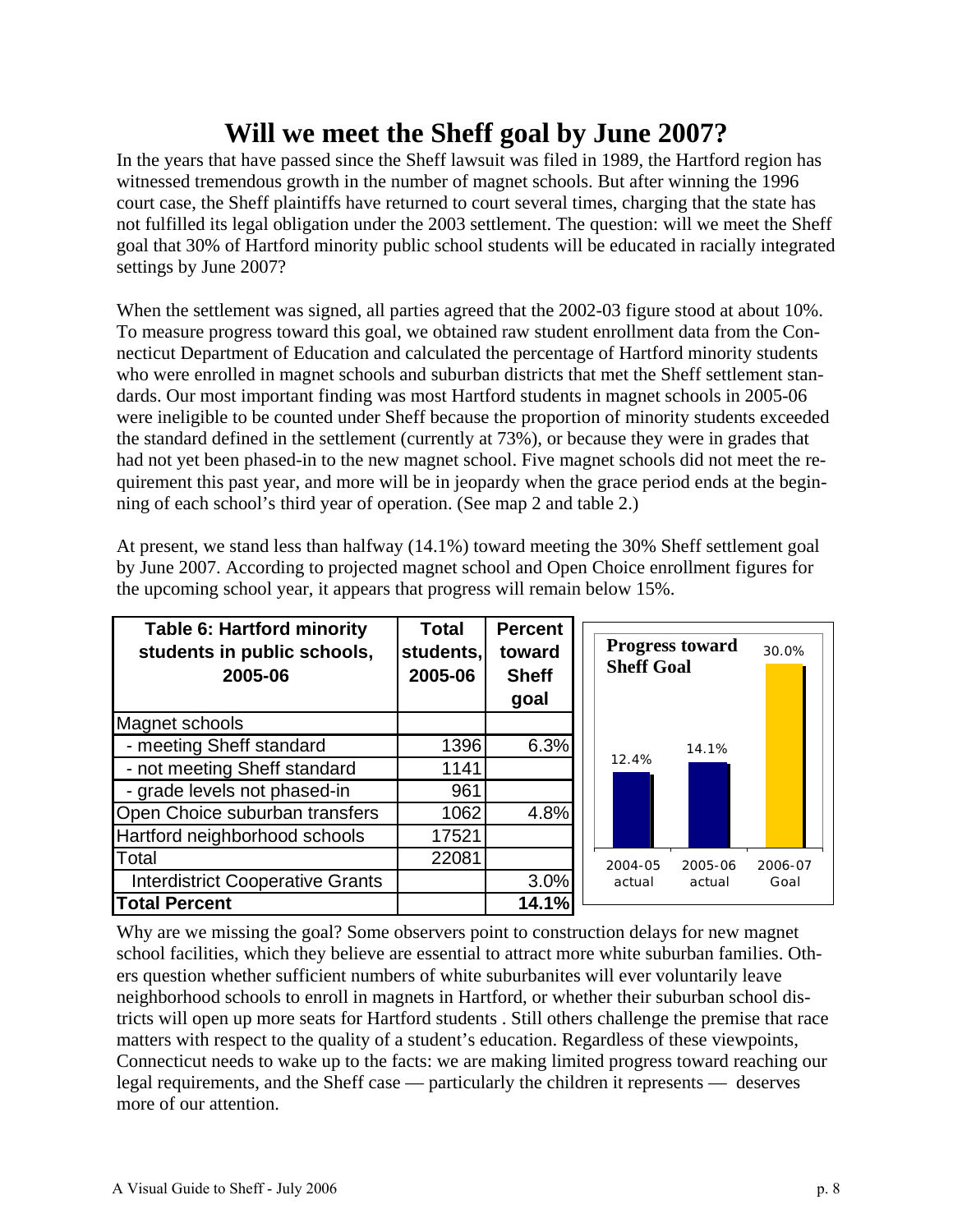# Will we meet the Sheff goal by June 2007?

In the years that have passed since the Sheff lawsuit was filed in 1989, the Hartford region has witnessed tremendous growth in the number of magnet schools. But after winning the 1996 court case, the Sheff plaintiffs have returned to court several times, charging that the state has not fulfilled its legal obligation under the 2003 settlement. The question: will we meet the Sheff goal that 30% of Hartford minority public school students will be educated in racially integrated settings by June 2007?

When the settlement was signed, all parties agreed that the 2002-03 figure stood at about 10%. To measure progress toward this goal, we obtained raw student enrollment data from the Connecticut Department of Education and calculated the percentage of Hartford minority students who were enrolled in magnet schools and suburban districts that met the Sheff settlement standards. Our most important finding was most Hartford students in magnet schools in 2005-06 were ineligible to be counted under Sheff because the proportion of minority students exceeded the standard defined in the settlement (currently at 73%), or because they were in grades that had not yet been phased-in to the new magnet school. Five magnet schools did not meet the requirement this past year, and more will be in jeopardy when the grace period ends at the beginning of each school's third year of operation. (See map 2 and table 2.)

At present, we stand less than halfway (14.1%) toward meeting the 30% Sheff settlement goal by June 2007. According to projected magnet school and Open Choice enrollment figures for the upcoming school year, it appears that progress will remain below 15%.

| Table 6: Hartford minority students in public schools, 2005-06 | Total students, 2005-06 | Percent toward Sheff goal |
|---|---|---|
| Magnet schools | | |
| - meeting Sheff standard | 1396 | 6.3% |
| - not meeting Sheff standard | 1141 | |
| - grade levels not phased-in | 961 | |
| Open Choice suburban transfers | 1062 | 4.8% |
| Hartford neighborhood schools | 17521 | |
| Total | 22081 | |
| Interdistrict Cooperative Grants | | 3.0% |
| **Total Percent** | | **14.1%** |

**Progress toward Sheff Goal**

12.4%
14.1%
30.0%

2004-05 actual
2005-06 actual
2006-07 Goal

Why are we missing the goal? Some observers point to construction delays for new magnet school facilities, which they believe are essential to attract more white suburban families. Others question whether sufficient numbers of white suburbanites will ever voluntarily leave neighborhood schools to enroll in magnets in Hartford, or whether their suburban school districts will open up more seats for Hartford students . Still others challenge the premise that race matters with respect to the quality of a student's education. Regardless of these viewpoints, Connecticut needs to wake up to the facts: we are making limited progress toward reaching our legal requirements, and the Sheff case — particularly the children it represents — deserves more of our attention.